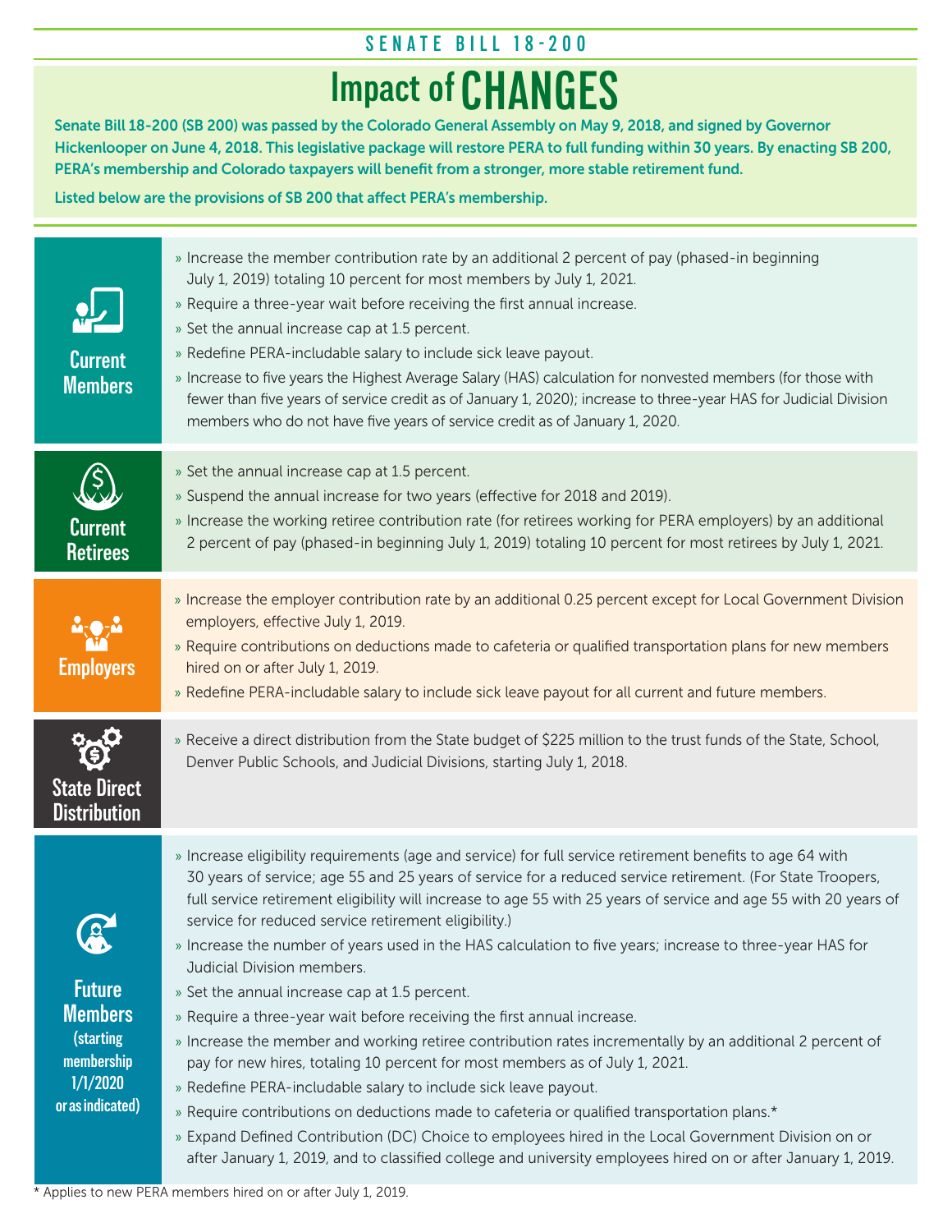SENATE BILL 18-200

# Impact of CHANGES

**Senate Bill 18-200 (SB 200) was passed by the Colorado General Assembly on May 9, 2018, and signed by Governor Hickenlooper on June 4, 2018. This legislative package will restore PERA to full funding within 30 years. By enacting SB 200, PERA's membership and Colorado taxpayers will benefit from a stronger, more stable retirement fund.**

**Listed below are the provisions of SB 200 that affect PERA's membership.**

## Current Members

- Increase the member contribution rate by an additional 2 percent of pay (phased-in beginning July 1, 2019) totaling 10 percent for most members by July 1, 2021.
- Require a three-year wait before receiving the first annual increase.
- Set the annual increase cap at 1.5 percent.
- Redefine PERA-includable salary to include sick leave payout.
- Increase to five years the Highest Average Salary (HAS) calculation for nonvested members (for those with fewer than five years of service credit as of January 1, 2020); increase to three-year HAS for Judicial Division members who do not have five years of service credit as of January 1, 2020.

## Current Retirees

- Set the annual increase cap at 1.5 percent.
- Suspend the annual increase for two years (effective for 2018 and 2019).
- Increase the working retiree contribution rate (for retirees working for PERA employers) by an additional 2 percent of pay (phased-in beginning July 1, 2019) totaling 10 percent for most retirees by July 1, 2021.

## Employers

- Increase the employer contribution rate by an additional 0.25 percent except for Local Government Division employers, effective July 1, 2019.
- Require contributions on deductions made to cafeteria or qualified transportation plans for new members hired on or after July 1, 2019.
- Redefine PERA-includable salary to include sick leave payout for all current and future members.

## State Direct Distribution

- Receive a direct distribution from the State budget of $225 million to the trust funds of the State, School, Denver Public Schools, and Judicial Divisions, starting July 1, 2018.

## Future Members (starting membership 1/1/2020 or as indicated)

- Increase eligibility requirements (age and service) for full service retirement benefits to age 64 with 30 years of service; age 55 and 25 years of service for a reduced service retirement. (For State Troopers, full service retirement eligibility will increase to age 55 with 25 years of service and age 55 with 20 years of service for reduced service retirement eligibility.)
- Increase the number of years used in the HAS calculation to five years; increase to three-year HAS for Judicial Division members.
- Set the annual increase cap at 1.5 percent.
- Require a three-year wait before receiving the first annual increase.
- Increase the member and working retiree contribution rates incrementally by an additional 2 percent of pay for new hires, totaling 10 percent for most members as of July 1, 2021.
- Redefine PERA-includable salary to include sick leave payout.
- Require contributions on deductions made to cafeteria or qualified transportation plans.*
- Expand Defined Contribution (DC) Choice to employees hired in the Local Government Division on or after January 1, 2019, and to classified college and university employees hired on or after January 1, 2019.

\* Applies to new PERA members hired on or after July 1, 2019.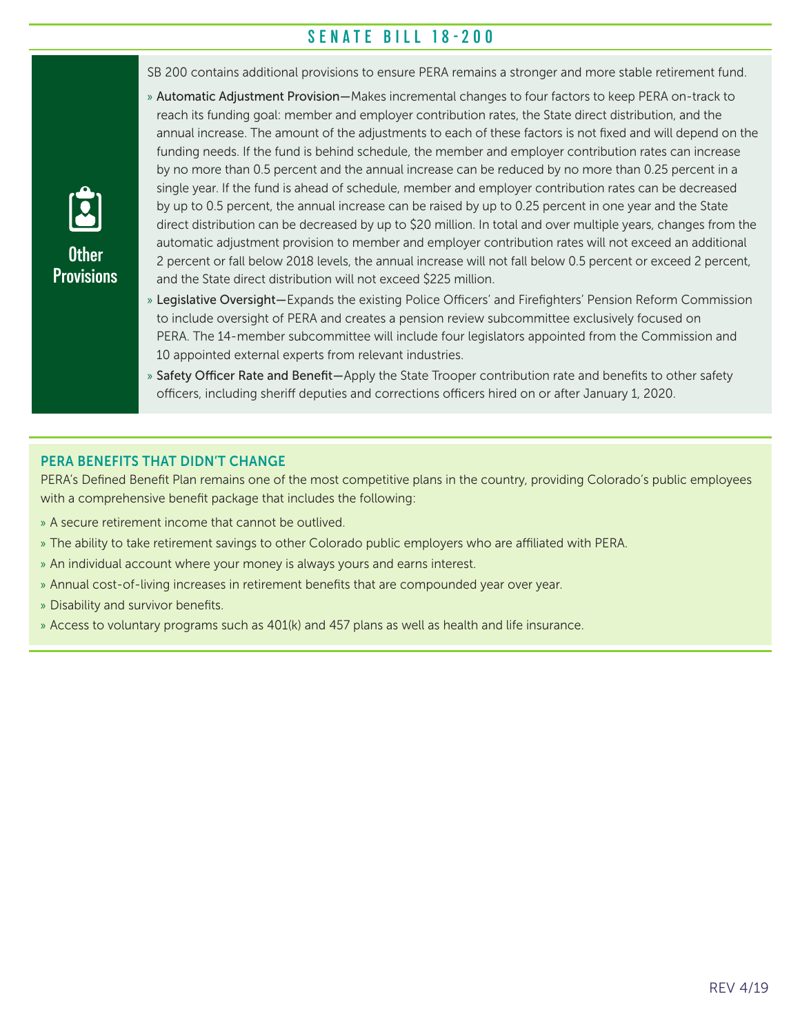## SENATE BILL 18-200

### Other Provisions

SB 200 contains additional provisions to ensure PERA remains a stronger and more stable retirement fund.

- **Automatic Adjustment Provision**—Makes incremental changes to four factors to keep PERA on-track to reach its funding goal: member and employer contribution rates, the State direct distribution, and the annual increase. The amount of the adjustments to each of these factors is not fixed and will depend on the funding needs. If the fund is behind schedule, the member and employer contribution rates can increase by no more than 0.5 percent and the annual increase can be reduced by no more than 0.25 percent in a single year. If the fund is ahead of schedule, member and employer contribution rates can be decreased by up to 0.5 percent, the annual increase can be raised by up to 0.25 percent in one year and the State direct distribution can be decreased by up to $20 million. In total and over multiple years, changes from the automatic adjustment provision to member and employer contribution rates will not exceed an additional 2 percent or fall below 2018 levels, the annual increase will not fall below 0.5 percent or exceed 2 percent, and the State direct distribution will not exceed $225 million.
- **Legislative Oversight**—Expands the existing Police Officers' and Firefighters' Pension Reform Commission to include oversight of PERA and creates a pension review subcommittee exclusively focused on PERA. The 14-member subcommittee will include four legislators appointed from the Commission and 10 appointed external experts from relevant industries.
- **Safety Officer Rate and Benefit**—Apply the State Trooper contribution rate and benefits to other safety officers, including sheriff deputies and corrections officers hired on or after January 1, 2020.

### PERA BENEFITS THAT DIDN'T CHANGE

PERA's Defined Benefit Plan remains one of the most competitive plans in the country, providing Colorado's public employees with a comprehensive benefit package that includes the following:

- A secure retirement income that cannot be outlived.
- The ability to take retirement savings to other Colorado public employers who are affiliated with PERA.
- An individual account where your money is always yours and earns interest.
- Annual cost-of-living increases in retirement benefits that are compounded year over year.
- Disability and survivor benefits.
- Access to voluntary programs such as 401(k) and 457 plans as well as health and life insurance.

REV 4/19